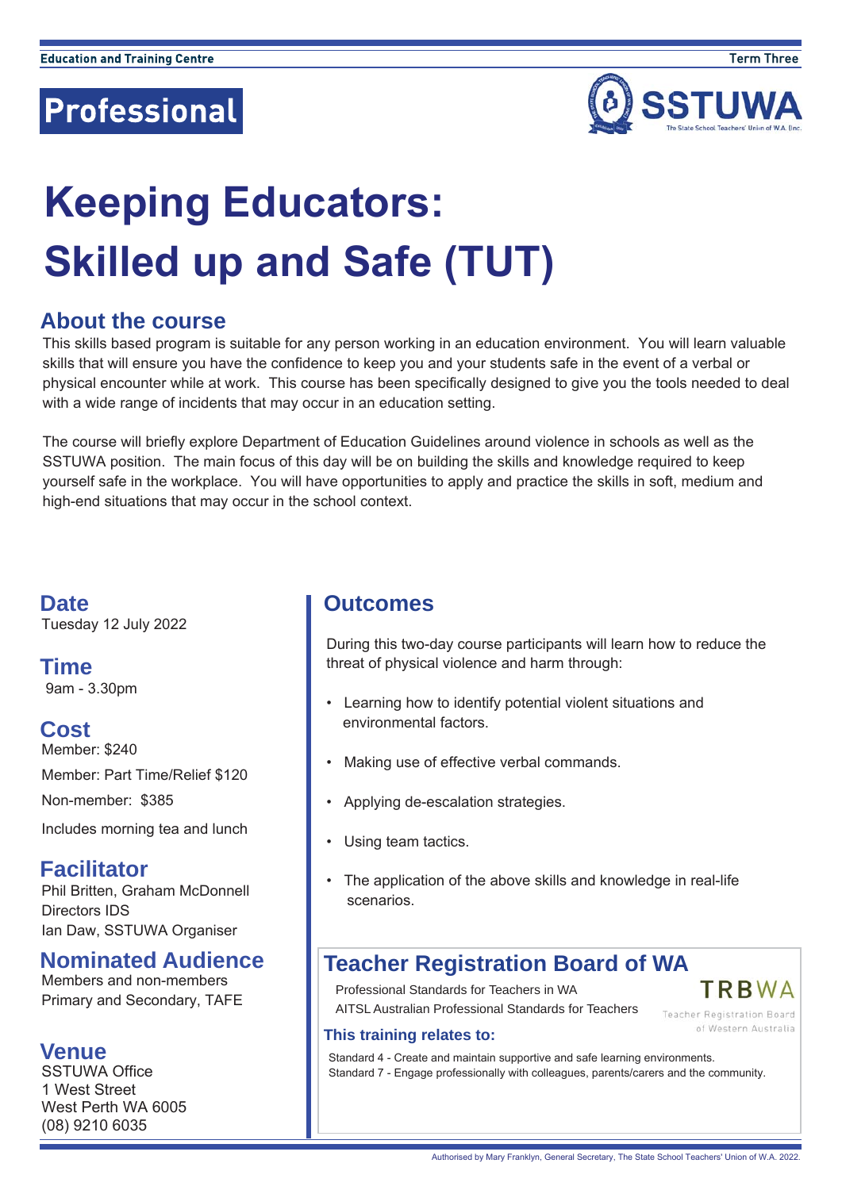Education and Training Centre

Term Three

**Professional**

SSTUWA
The State School Teachers' Union of W.A. (Inc.)

# Keeping Educators: Skilled up and Safe (TUT)

## About the course

This skills based program is suitable for any person working in an education environment. You will learn valuable skills that will ensure you have the confidence to keep you and your students safe in the event of a verbal or physical encounter while at work. This course has been specifically designed to give you the tools needed to deal with a wide range of incidents that may occur in an education setting.

The course will briefly explore Department of Education Guidelines around violence in schools as well as the SSTUWA position. The main focus of this day will be on building the skills and knowledge required to keep yourself safe in the workplace. You will have opportunities to apply and practice the skills in soft, medium and high-end situations that may occur in the school context.

## Date

Tuesday 12 July 2022

## Time

9am - 3.30pm

## Cost

Member: $240

Member: Part Time/Relief $120

Non-member: $385

Includes morning tea and lunch

## Facilitator

Phil Britten, Graham McDonnell
Directors IDS
Ian Daw, SSTUWA Organiser

## Nominated Audience

Members and non-members
Primary and Secondary, TAFE

## Venue

SSTUWA Office
1 West Street
West Perth WA 6005
(08) 9210 6035

## Outcomes

During this two-day course participants will learn how to reduce the threat of physical violence and harm through:

- Learning how to identify potential violent situations and environmental factors.
- Making use of effective verbal commands.
- Applying de-escalation strategies.
- Using team tactics.
- The application of the above skills and knowledge in real-life scenarios.

## Teacher Registration Board of WA

TRBWA
Teacher Registration Board of Western Australia

Professional Standards for Teachers in WA
AITSL Australian Professional Standards for Teachers

### This training relates to:

Standard 4 - Create and maintain supportive and safe learning environments.
Standard 7 - Engage professionally with colleagues, parents/carers and the community.

Authorised by Mary Franklyn, General Secretary, The State School Teachers' Union of W.A. 2022.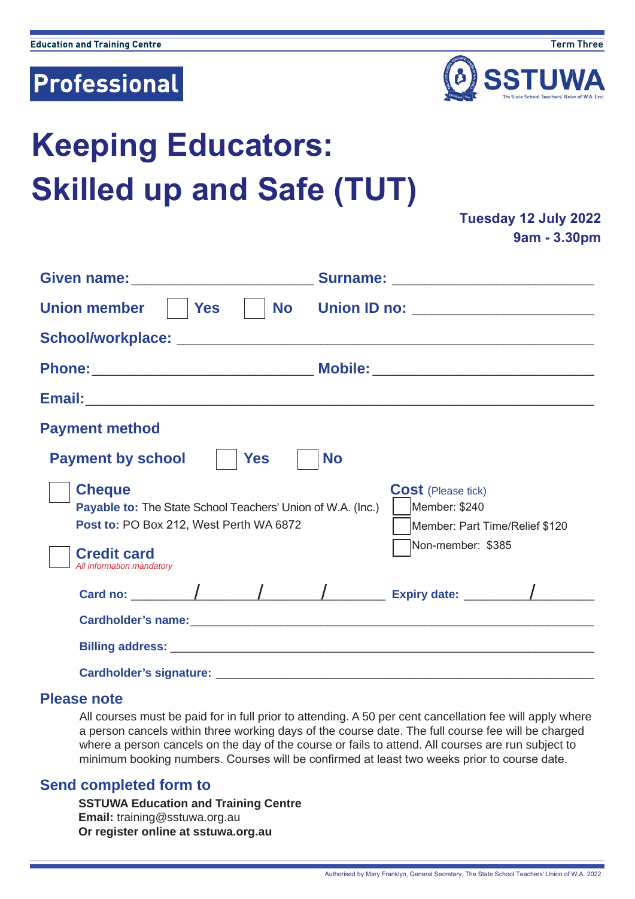Education and Training Centre

Term Three

**Professional**

SSTUWA
The State School Teachers' Union of W.A. (Inc.)

# Keeping Educators: Skilled up and Safe (TUT)

**Tuesday 12 July 2022**
**9am - 3.30pm**

**Given name:** ______________________ **Surname:** ________________________

**Union member** ☐ **Yes** ☐ **No** **Union ID no:** ______________________

**School/workplace:** ________________________________________________

**Phone:** ___________________________ **Mobile:** ___________________________

**Email:** ____________________________________________________________

## Payment method

**Payment by school** ☐ **Yes** ☐ **No**

☐ **Cheque**
**Payable to:** The State School Teachers' Union of W.A. (Inc.)
**Post to:** PO Box 212, West Perth WA 6872

☐ **Credit card**
*All information mandatory*

**Cost** (Please tick)
☐ Member: $240
☐ Member: Part Time/Relief $120
☐ Non-member: $385

**Card no:** ________ / ________ / ________ / ________ **Expiry date:** ________ / ________

**Cardholder's name:** ________________________________________________

**Billing address:** __________________________________________________

**Cardholder's signature:** ____________________________________________

## Please note

All courses must be paid for in full prior to attending. A 50 per cent cancellation fee will apply where a person cancels within three working days of the course date. The full course fee will be charged where a person cancels on the day of the course or fails to attend. All courses are run subject to minimum booking numbers. Courses will be confirmed at least two weeks prior to course date.

## Send completed form to

**SSTUWA Education and Training Centre**
**Email:** training@sstuwa.org.au
**Or register online at sstuwa.org.au**

Authorised by Mary Franklyn, General Secretary, The State School Teachers' Union of W.A. 2022.